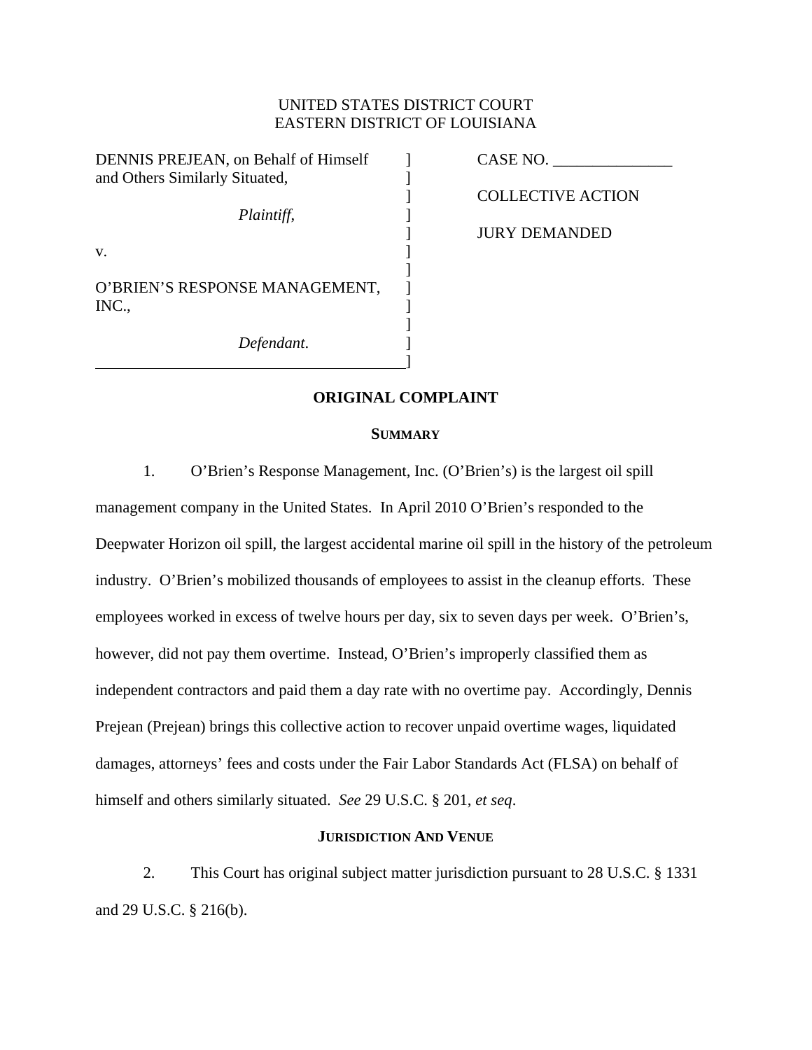UNITED STATES DISTRICT COURT
EASTERN DISTRICT OF LOUISIANA

| | | |
|---|---|---|
| DENNIS PREJEAN, on Behalf of Himself and Others Similarly Situated, | ] | CASE NO. _______________ |
| *Plaintiff*, | ] | COLLECTIVE ACTION |
| v. | ] | JURY DEMANDED |
| O'BRIEN'S RESPONSE MANAGEMENT, INC., | ] | |
| *Defendant*. | ] | |

## ORIGINAL COMPLAINT

### SUMMARY

1. O'Brien's Response Management, Inc. (O'Brien's) is the largest oil spill management company in the United States. In April 2010 O'Brien's responded to the Deepwater Horizon oil spill, the largest accidental marine oil spill in the history of the petroleum industry. O'Brien's mobilized thousands of employees to assist in the cleanup efforts. These employees worked in excess of twelve hours per day, six to seven days per week. O'Brien's, however, did not pay them overtime. Instead, O'Brien's improperly classified them as independent contractors and paid them a day rate with no overtime pay. Accordingly, Dennis Prejean (Prejean) brings this collective action to recover unpaid overtime wages, liquidated damages, attorneys' fees and costs under the Fair Labor Standards Act (FLSA) on behalf of himself and others similarly situated. *See* 29 U.S.C. § 201, *et seq*.

### JURISDICTION AND VENUE

2. This Court has original subject matter jurisdiction pursuant to 28 U.S.C. § 1331 and 29 U.S.C. § 216(b).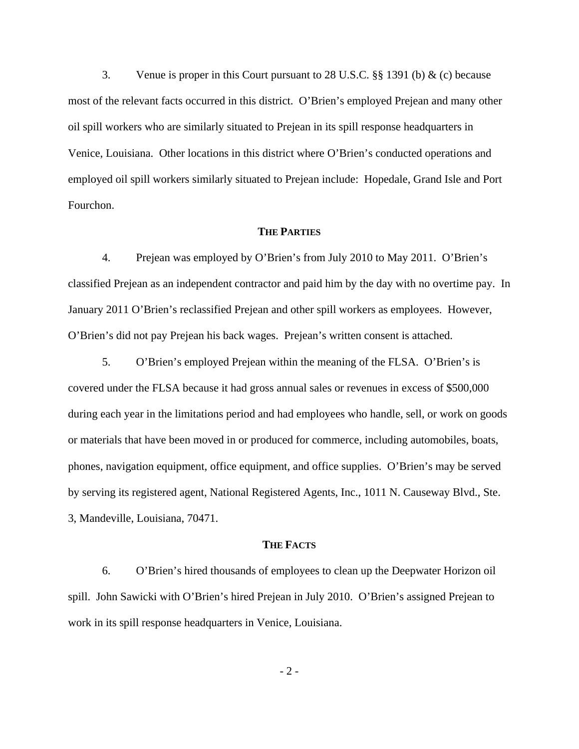3. Venue is proper in this Court pursuant to 28 U.S.C. §§ 1391 (b) & (c) because most of the relevant facts occurred in this district. O'Brien's employed Prejean and many other oil spill workers who are similarly situated to Prejean in its spill response headquarters in Venice, Louisiana. Other locations in this district where O'Brien's conducted operations and employed oil spill workers similarly situated to Prejean include: Hopedale, Grand Isle and Port Fourchon.

## THE PARTIES

4. Prejean was employed by O'Brien's from July 2010 to May 2011. O'Brien's classified Prejean as an independent contractor and paid him by the day with no overtime pay. In January 2011 O'Brien's reclassified Prejean and other spill workers as employees. However, O'Brien's did not pay Prejean his back wages. Prejean's written consent is attached.

5. O'Brien's employed Prejean within the meaning of the FLSA. O'Brien's is covered under the FLSA because it had gross annual sales or revenues in excess of $500,000 during each year in the limitations period and had employees who handle, sell, or work on goods or materials that have been moved in or produced for commerce, including automobiles, boats, phones, navigation equipment, office equipment, and office supplies. O'Brien's may be served by serving its registered agent, National Registered Agents, Inc., 1011 N. Causeway Blvd., Ste. 3, Mandeville, Louisiana, 70471.

## THE FACTS

6. O'Brien's hired thousands of employees to clean up the Deepwater Horizon oil spill. John Sawicki with O'Brien's hired Prejean in July 2010. O'Brien's assigned Prejean to work in its spill response headquarters in Venice, Louisiana.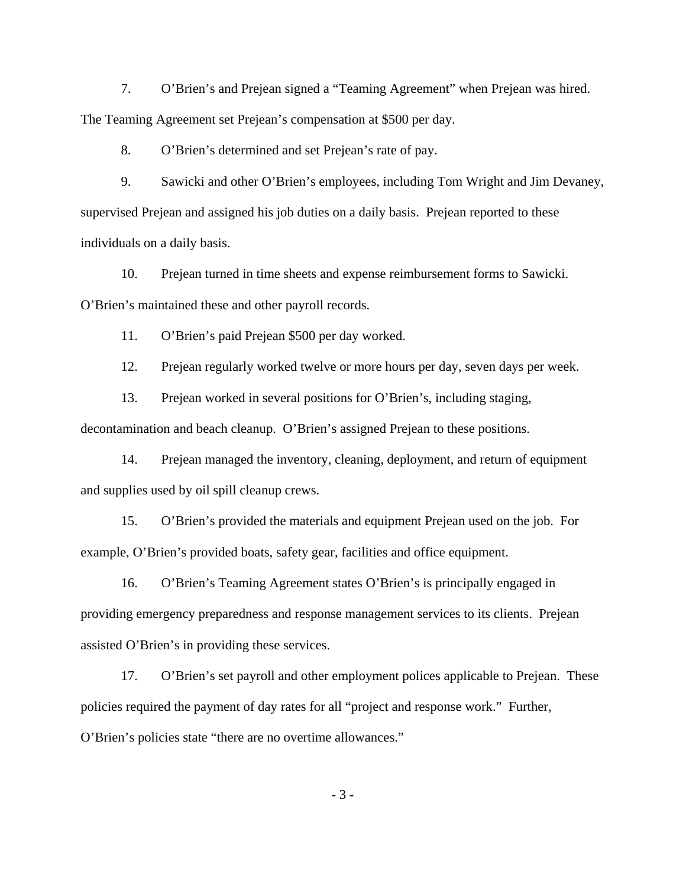7. O'Brien's and Prejean signed a "Teaming Agreement" when Prejean was hired. The Teaming Agreement set Prejean's compensation at $500 per day.

8. O'Brien's determined and set Prejean's rate of pay.

9. Sawicki and other O'Brien's employees, including Tom Wright and Jim Devaney, supervised Prejean and assigned his job duties on a daily basis. Prejean reported to these individuals on a daily basis.

10. Prejean turned in time sheets and expense reimbursement forms to Sawicki. O'Brien's maintained these and other payroll records.

11. O'Brien's paid Prejean $500 per day worked.

12. Prejean regularly worked twelve or more hours per day, seven days per week.

13. Prejean worked in several positions for O'Brien's, including staging, decontamination and beach cleanup. O'Brien's assigned Prejean to these positions.

14. Prejean managed the inventory, cleaning, deployment, and return of equipment and supplies used by oil spill cleanup crews.

15. O'Brien's provided the materials and equipment Prejean used on the job. For example, O'Brien's provided boats, safety gear, facilities and office equipment.

16. O'Brien's Teaming Agreement states O'Brien's is principally engaged in providing emergency preparedness and response management services to its clients. Prejean assisted O'Brien's in providing these services.

17. O'Brien's set payroll and other employment polices applicable to Prejean. These policies required the payment of day rates for all "project and response work." Further, O'Brien's policies state "there are no overtime allowances."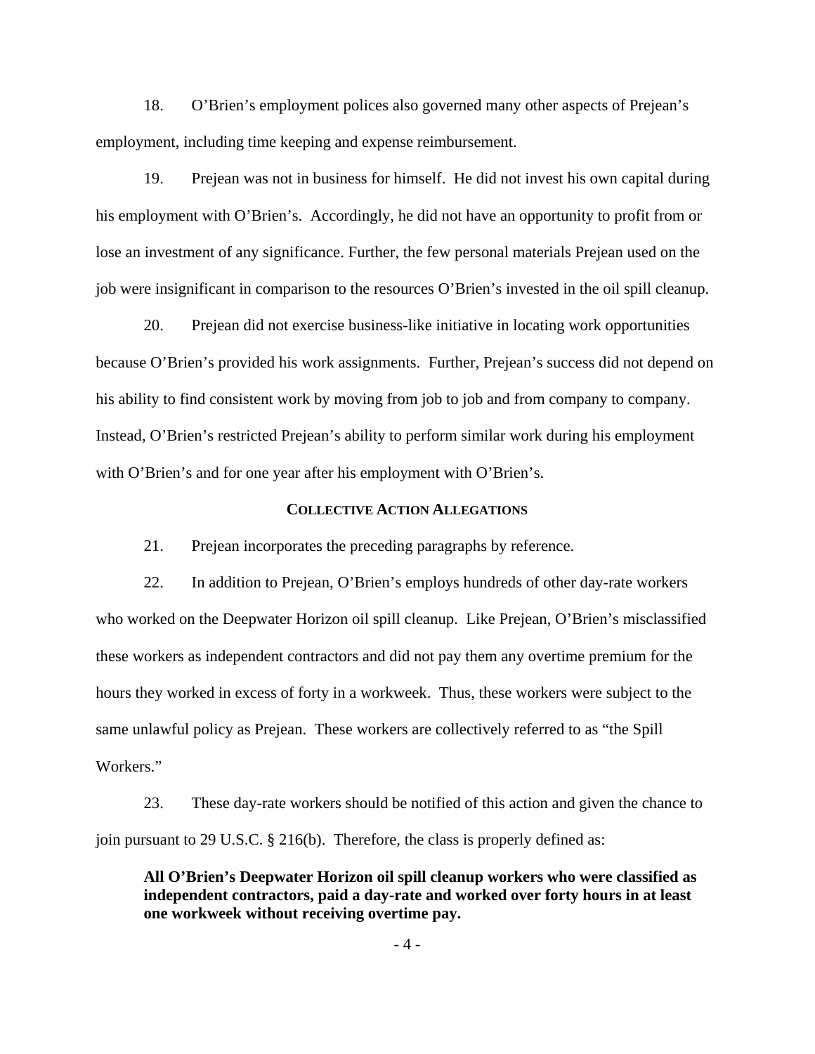18. O'Brien's employment polices also governed many other aspects of Prejean's employment, including time keeping and expense reimbursement.

19. Prejean was not in business for himself. He did not invest his own capital during his employment with O'Brien's. Accordingly, he did not have an opportunity to profit from or lose an investment of any significance. Further, the few personal materials Prejean used on the job were insignificant in comparison to the resources O'Brien's invested in the oil spill cleanup.

20. Prejean did not exercise business-like initiative in locating work opportunities because O'Brien's provided his work assignments. Further, Prejean's success did not depend on his ability to find consistent work by moving from job to job and from company to company. Instead, O'Brien's restricted Prejean's ability to perform similar work during his employment with O'Brien's and for one year after his employment with O'Brien's.

## COLLECTIVE ACTION ALLEGATIONS

21. Prejean incorporates the preceding paragraphs by reference.

22. In addition to Prejean, O'Brien's employs hundreds of other day-rate workers who worked on the Deepwater Horizon oil spill cleanup. Like Prejean, O'Brien's misclassified these workers as independent contractors and did not pay them any overtime premium for the hours they worked in excess of forty in a workweek. Thus, these workers were subject to the same unlawful policy as Prejean. These workers are collectively referred to as "the Spill Workers."

23. These day-rate workers should be notified of this action and given the chance to join pursuant to 29 U.S.C. § 216(b). Therefore, the class is properly defined as:

> **All O'Brien's Deepwater Horizon oil spill cleanup workers who were classified as independent contractors, paid a day-rate and worked over forty hours in at least one workweek without receiving overtime pay.**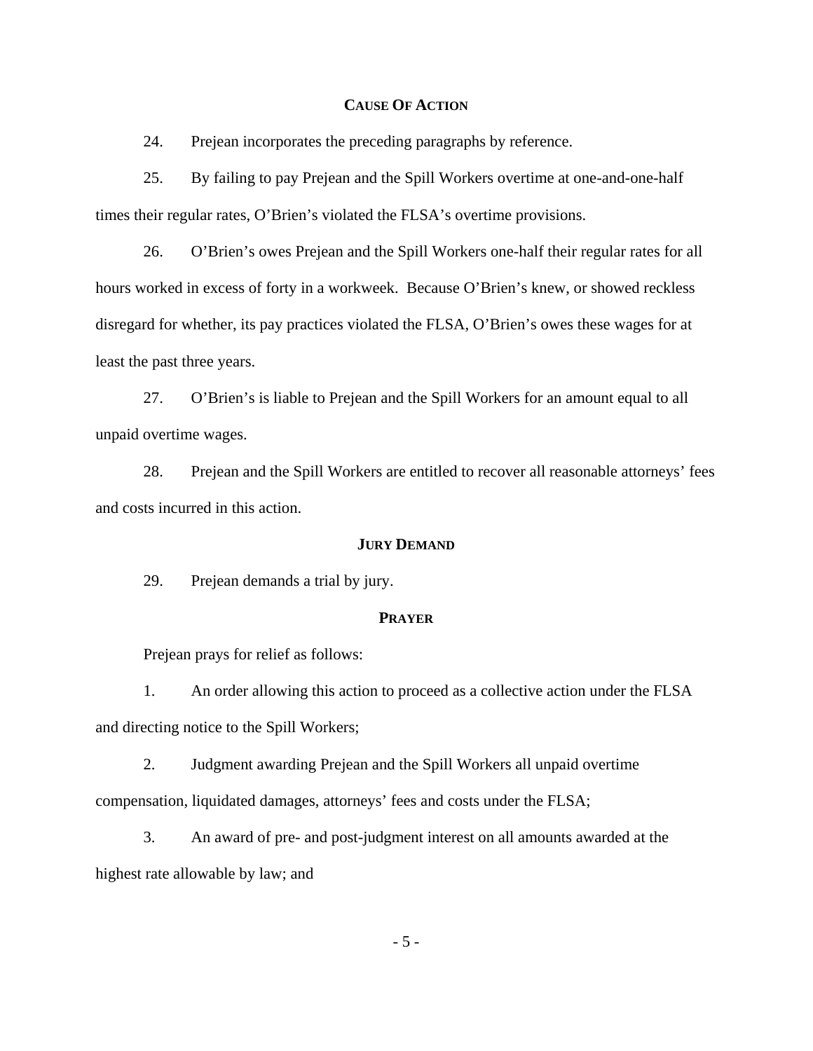## CAUSE OF ACTION

24. Prejean incorporates the preceding paragraphs by reference.

25. By failing to pay Prejean and the Spill Workers overtime at one-and-one-half times their regular rates, O'Brien's violated the FLSA's overtime provisions.

26. O'Brien's owes Prejean and the Spill Workers one-half their regular rates for all hours worked in excess of forty in a workweek. Because O'Brien's knew, or showed reckless disregard for whether, its pay practices violated the FLSA, O'Brien's owes these wages for at least the past three years.

27. O'Brien's is liable to Prejean and the Spill Workers for an amount equal to all unpaid overtime wages.

28. Prejean and the Spill Workers are entitled to recover all reasonable attorneys' fees and costs incurred in this action.

## JURY DEMAND

29. Prejean demands a trial by jury.

## PRAYER

Prejean prays for relief as follows:

1. An order allowing this action to proceed as a collective action under the FLSA and directing notice to the Spill Workers;

2. Judgment awarding Prejean and the Spill Workers all unpaid overtime compensation, liquidated damages, attorneys' fees and costs under the FLSA;

3. An award of pre- and post-judgment interest on all amounts awarded at the highest rate allowable by law; and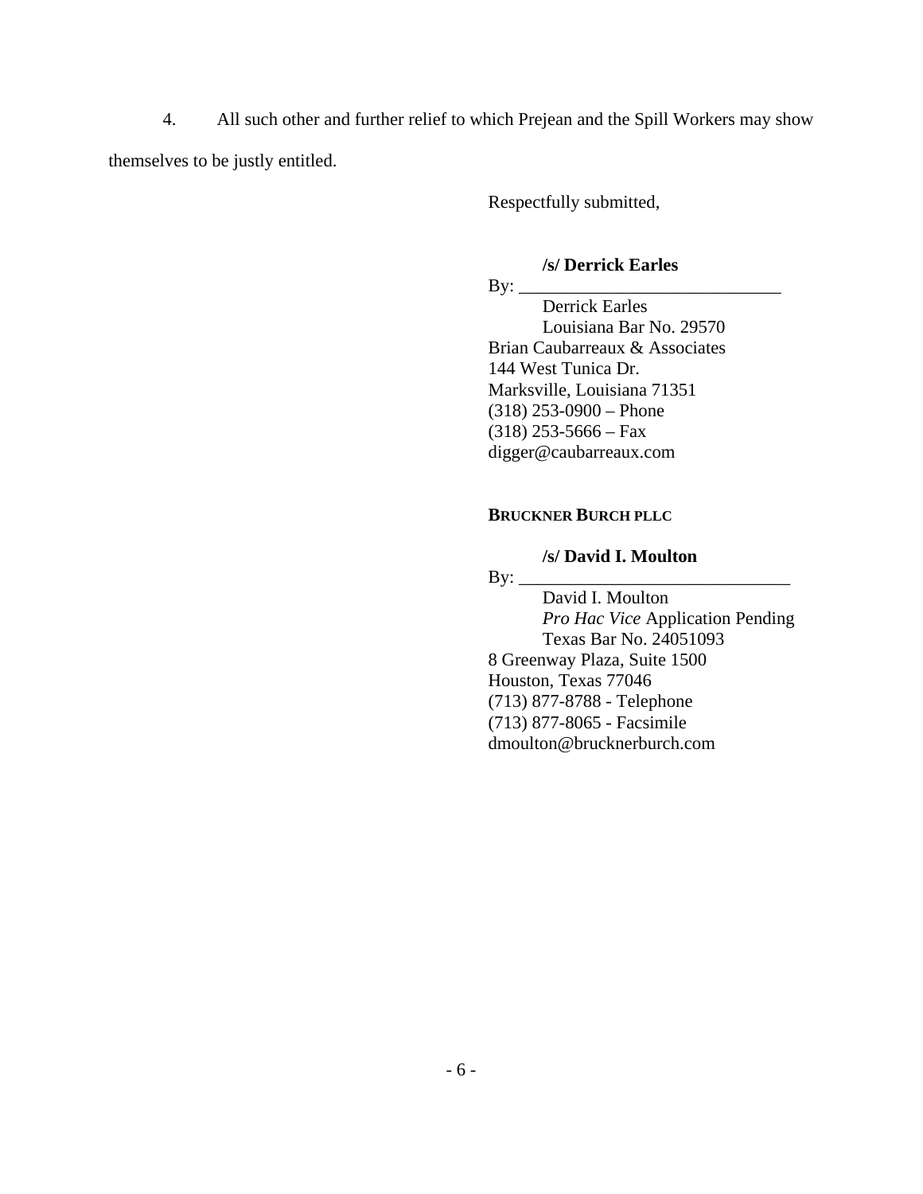4. All such other and further relief to which Prejean and the Spill Workers may show themselves to be justly entitled.

Respectfully submitted,

**/s/ Derrick Earles**
By: ______________________________
Derrick Earles
Louisiana Bar No. 29570
Brian Caubarreaux & Associates
144 West Tunica Dr.
Marksville, Louisiana 71351
(318) 253-0900 – Phone
(318) 253-5666 – Fax
digger@caubarreaux.com

**BRUCKNER BURCH PLLC**

**/s/ David I. Moulton**
By: ______________________________
David I. Moulton
*Pro Hac Vice* Application Pending
Texas Bar No. 24051093
8 Greenway Plaza, Suite 1500
Houston, Texas 77046
(713) 877-8788 - Telephone
(713) 877-8065 - Facsimile
dmoulton@brucknerburch.com